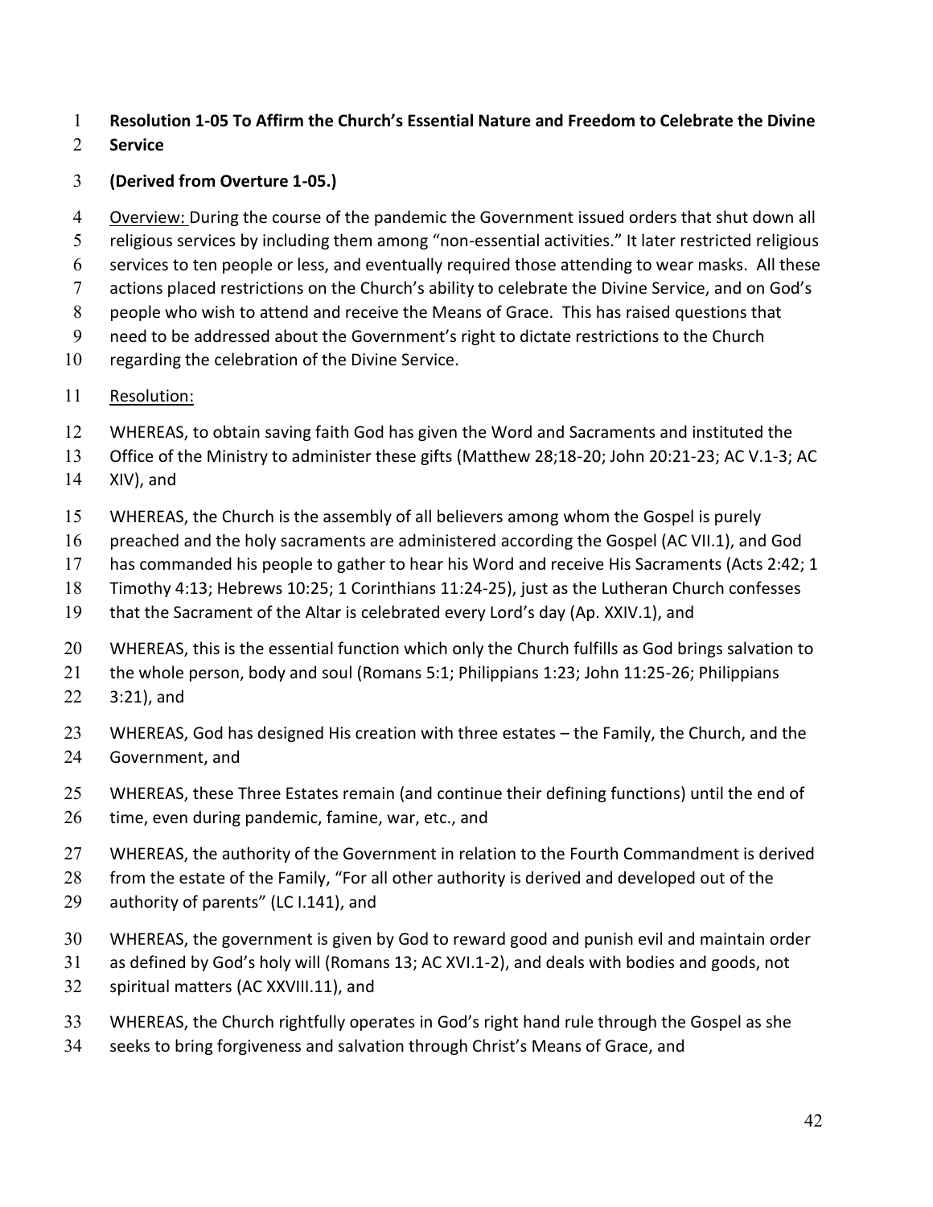**Resolution 1-05 To Affirm the Church's Essential Nature and Freedom to Celebrate the Divine Service**

**(Derived from Overture 1-05.)**

Overview: During the course of the pandemic the Government issued orders that shut down all religious services by including them among "non-essential activities." It later restricted religious services to ten people or less, and eventually required those attending to wear masks. All these actions placed restrictions on the Church's ability to celebrate the Divine Service, and on God's people who wish to attend and receive the Means of Grace. This has raised questions that need to be addressed about the Government's right to dictate restrictions to the Church regarding the celebration of the Divine Service.

Resolution:

WHEREAS, to obtain saving faith God has given the Word and Sacraments and instituted the Office of the Ministry to administer these gifts (Matthew 28;18-20; John 20:21-23; AC V.1-3; AC XIV), and

WHEREAS, the Church is the assembly of all believers among whom the Gospel is purely preached and the holy sacraments are administered according the Gospel (AC VII.1), and God has commanded his people to gather to hear his Word and receive His Sacraments (Acts 2:42; 1 Timothy 4:13; Hebrews 10:25; 1 Corinthians 11:24-25), just as the Lutheran Church confesses that the Sacrament of the Altar is celebrated every Lord's day (Ap. XXIV.1), and

WHEREAS, this is the essential function which only the Church fulfills as God brings salvation to the whole person, body and soul (Romans 5:1; Philippians 1:23; John 11:25-26; Philippians 3:21), and

WHEREAS, God has designed His creation with three estates – the Family, the Church, and the Government, and

WHEREAS, these Three Estates remain (and continue their defining functions) until the end of time, even during pandemic, famine, war, etc., and

WHEREAS, the authority of the Government in relation to the Fourth Commandment is derived from the estate of the Family, "For all other authority is derived and developed out of the authority of parents" (LC I.141), and

WHEREAS, the government is given by God to reward good and punish evil and maintain order as defined by God's holy will (Romans 13; AC XVI.1-2), and deals with bodies and goods, not spiritual matters (AC XXVIII.11), and

WHEREAS, the Church rightfully operates in God's right hand rule through the Gospel as she seeks to bring forgiveness and salvation through Christ's Means of Grace, and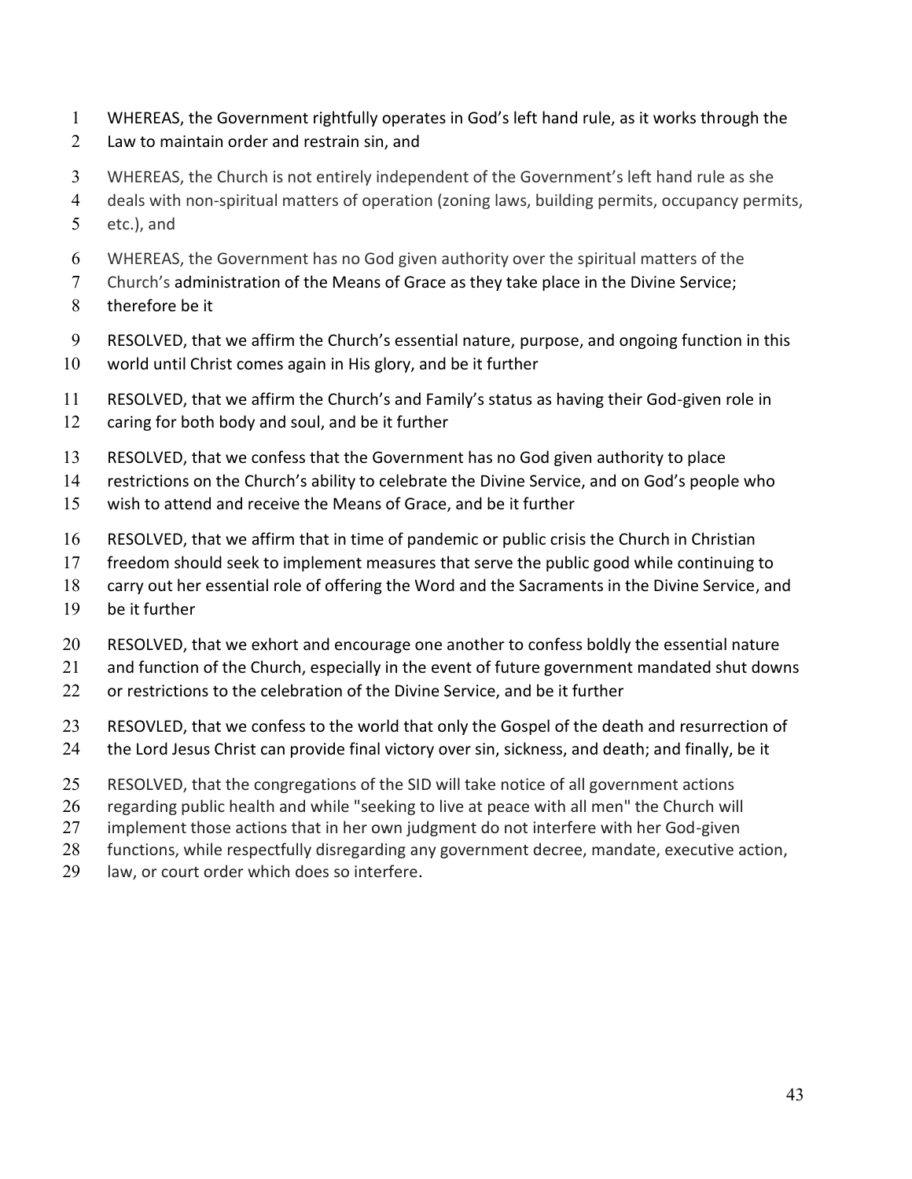WHEREAS, the Government rightfully operates in God's left hand rule, as it works through the Law to maintain order and restrain sin, and

WHEREAS, the Church is not entirely independent of the Government's left hand rule as she deals with non-spiritual matters of operation (zoning laws, building permits, occupancy permits, etc.), and

WHEREAS, the Government has no God given authority over the spiritual matters of the Church's administration of the Means of Grace as they take place in the Divine Service; therefore be it

RESOLVED, that we affirm the Church's essential nature, purpose, and ongoing function in this world until Christ comes again in His glory, and be it further

RESOLVED, that we affirm the Church's and Family's status as having their God-given role in caring for both body and soul, and be it further

RESOLVED, that we confess that the Government has no God given authority to place restrictions on the Church's ability to celebrate the Divine Service, and on God's people who wish to attend and receive the Means of Grace, and be it further

RESOLVED, that we affirm that in time of pandemic or public crisis the Church in Christian freedom should seek to implement measures that serve the public good while continuing to carry out her essential role of offering the Word and the Sacraments in the Divine Service, and be it further

RESOLVED, that we exhort and encourage one another to confess boldly the essential nature and function of the Church, especially in the event of future government mandated shut downs or restrictions to the celebration of the Divine Service, and be it further

RESOVLED, that we confess to the world that only the Gospel of the death and resurrection of the Lord Jesus Christ can provide final victory over sin, sickness, and death; and finally, be it

RESOLVED, that the congregations of the SID will take notice of all government actions regarding public health and while "seeking to live at peace with all men" the Church will implement those actions that in her own judgment do not interfere with her God-given functions, while respectfully disregarding any government decree, mandate, executive action, law, or court order which does so interfere.